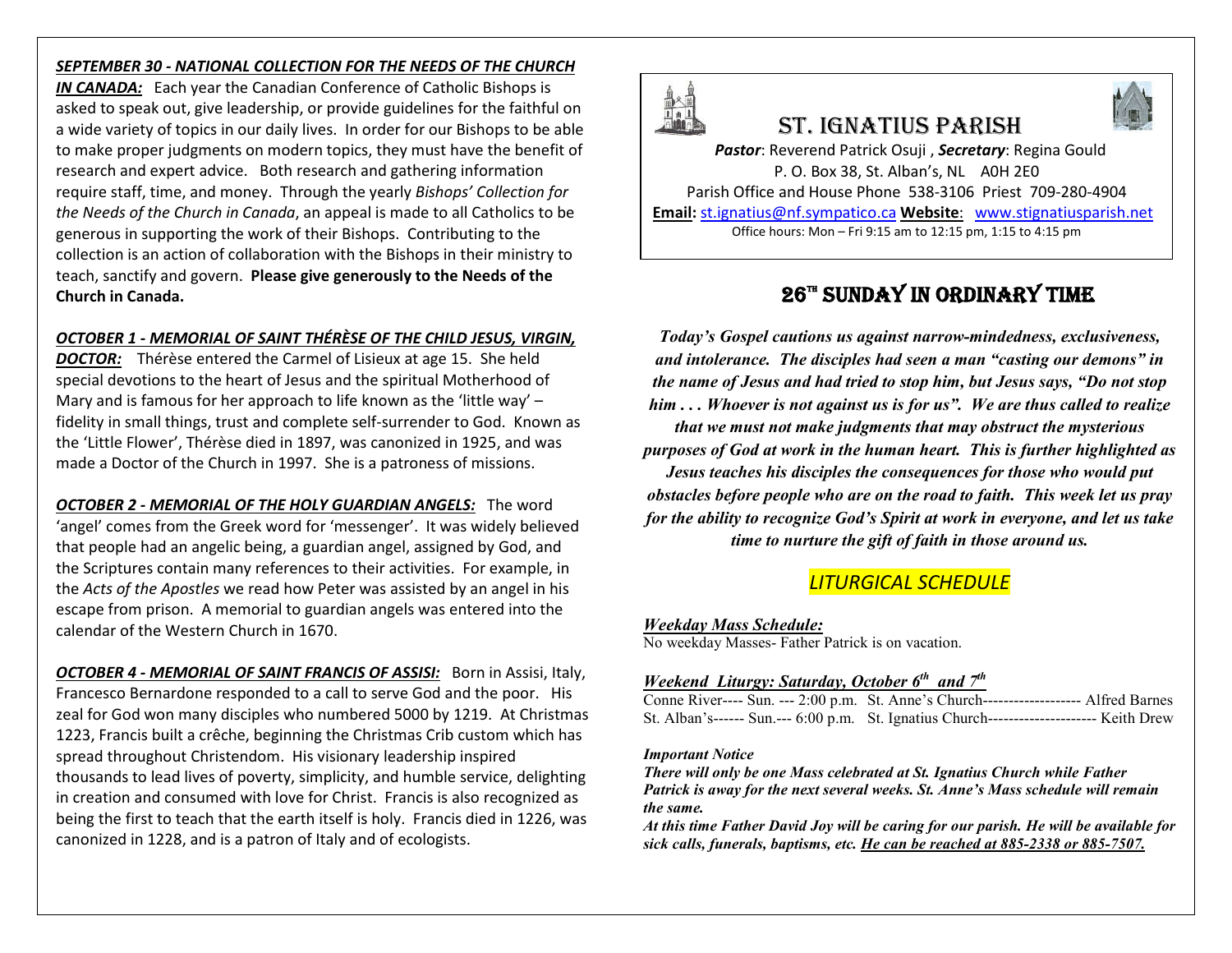***SEPTEMBER 30 - NATIONAL COLLECTION FOR THE NEEDS OF THE CHURCH IN CANADA:*** Each year the Canadian Conference of Catholic Bishops is asked to speak out, give leadership, or provide guidelines for the faithful on a wide variety of topics in our daily lives. In order for our Bishops to be able to make proper judgments on modern topics, they must have the benefit of research and expert advice. Both research and gathering information require staff, time, and money. Through the yearly *Bishops' Collection for the Needs of the Church in Canada*, an appeal is made to all Catholics to be generous in supporting the work of their Bishops. Contributing to the collection is an action of collaboration with the Bishops in their ministry to teach, sanctify and govern. **Please give generously to the Needs of the Church in Canada.**

***OCTOBER 1 - MEMORIAL OF SAINT THÉRÈSE OF THE CHILD JESUS, VIRGIN, DOCTOR:*** Thérèse entered the Carmel of Lisieux at age 15. She held special devotions to the heart of Jesus and the spiritual Motherhood of Mary and is famous for her approach to life known as the 'little way' – fidelity in small things, trust and complete self-surrender to God. Known as the 'Little Flower', Thérèse died in 1897, was canonized in 1925, and was made a Doctor of the Church in 1997. She is a patroness of missions.

***OCTOBER 2 - MEMORIAL OF THE HOLY GUARDIAN ANGELS:*** The word 'angel' comes from the Greek word for 'messenger'. It was widely believed that people had an angelic being, a guardian angel, assigned by God, and the Scriptures contain many references to their activities. For example, in the *Acts of the Apostles* we read how Peter was assisted by an angel in his escape from prison. A memorial to guardian angels was entered into the calendar of the Western Church in 1670.

***OCTOBER 4 - MEMORIAL OF SAINT FRANCIS OF ASSISI:*** Born in Assisi, Italy, Francesco Bernardone responded to a call to serve God and the poor. His zeal for God won many disciples who numbered 5000 by 1219. At Christmas 1223, Francis built a crêche, beginning the Christmas Crib custom which has spread throughout Christendom. His visionary leadership inspired thousands to lead lives of poverty, simplicity, and humble service, delighting in creation and consumed with love for Christ. Francis is also recognized as being the first to teach that the earth itself is holy. Francis died in 1226, was canonized in 1228, and is a patron of Italy and of ecologists.

# ST. IGNATIUS PARISH

***Pastor***: Reverend Patrick Osuji , ***Secretary***: Regina Gould
P. O. Box 38, St. Alban's, NL A0H 2E0
Parish Office and House Phone 538-3106 Priest 709-280-4904
**Email:** st.ignatius@nf.sympatico.ca **Website**: www.stignatiusparish.net
Office hours: Mon – Fri 9:15 am to 12:15 pm, 1:15 to 4:15 pm

## 26TH SUNDAY IN ORDINARY TIME

***Today's Gospel cautions us against narrow-mindedness, exclusiveness, and intolerance. The disciples had seen a man "casting our demons" in the name of Jesus and had tried to stop him, but Jesus says, "Do not stop him . . . Whoever is not against us is for us". We are thus called to realize that we must not make judgments that may obstruct the mysterious purposes of God at work in the human heart. This is further highlighted as Jesus teaches his disciples the consequences for those who would put obstacles before people who are on the road to faith. This week let us pray for the ability to recognize God's Spirit at work in everyone, and let us take time to nurture the gift of faith in those around us.***

## *LITURGICAL SCHEDULE*

***Weekday Mass Schedule:***
No weekday Masses- Father Patrick is on vacation.

***Weekend Liturgy: Saturday, October 6th and 7th***

Conne River---- Sun. --- 2:00 p.m. St. Anne's Church------------------- Alfred Barnes
St. Alban's------ Sun.--- 6:00 p.m. St. Ignatius Church--------------------- Keith Drew

***Important Notice***

***There will only be one Mass celebrated at St. Ignatius Church while Father Patrick is away for the next several weeks. St. Anne's Mass schedule will remain the same.***

***At this time Father David Joy will be caring for our parish. He will be available for sick calls, funerals, baptisms, etc. He can be reached at 885-2338 or 885-7507.***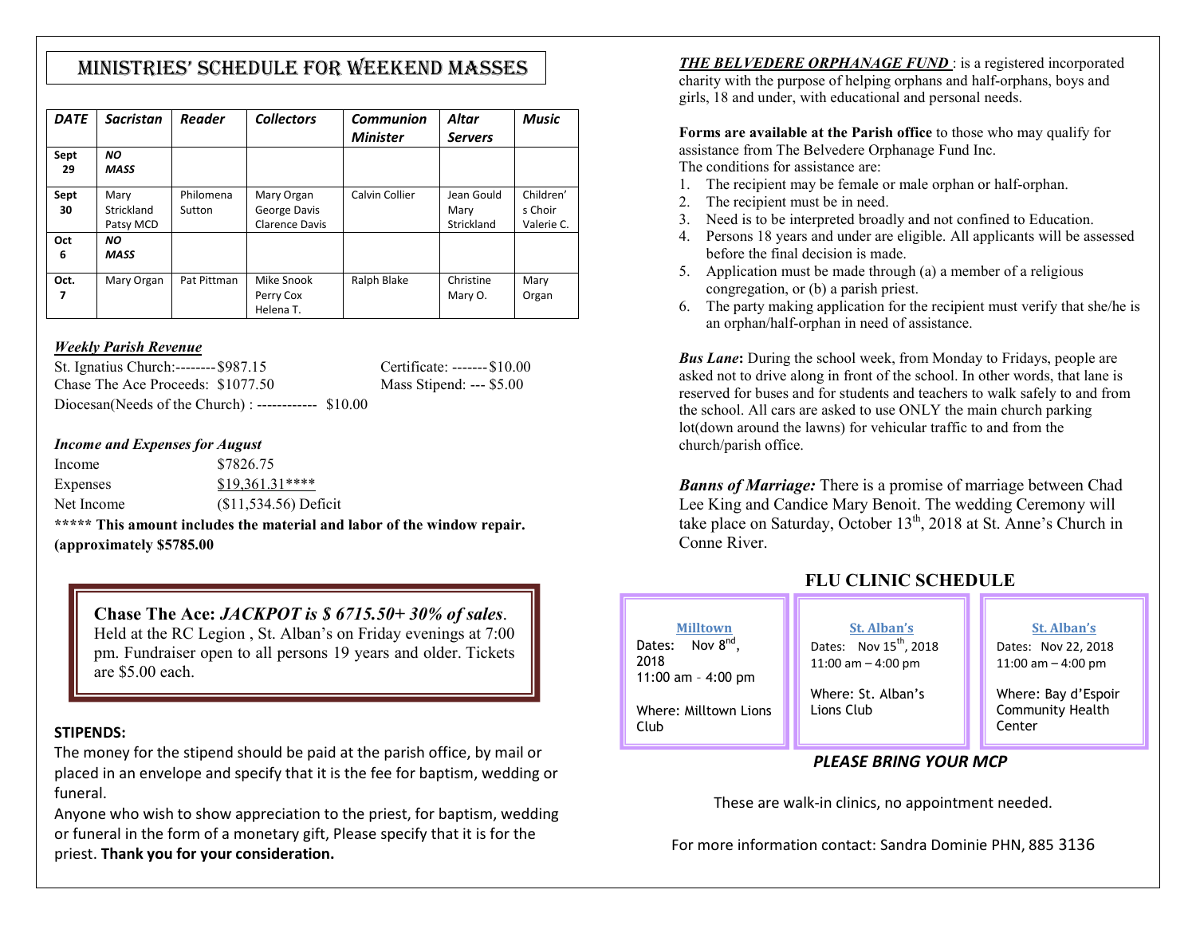# MINISTRIES' SCHEDULE FOR WEEKEND MASSES

| DATE | Sacristan | Reader | Collectors | Communion Minister | Altar Servers | Music |
|---|---|---|---|---|---|---|
| Sept 29 | NO MASS | | | | | |
| Sept 30 | Mary Strickland Patsy MCD | Philomena Sutton | Mary Organ George Davis Clarence Davis | Calvin Collier | Jean Gould Mary Strickland | Children's Choir Valerie C. |
| Oct 6 | NO MASS | | | | | |
| Oct. 7 | Mary Organ | Pat Pittman | Mike Snook Perry Cox Helena T. | Ralph Blake | Christine Mary O. | Mary Organ |

***Weekly Parish Revenue***

St. Ignatius Church:--------$987.15
Chase The Ace Proceeds: $1077.50
Diocesan(Needs of the Church) : ------------ $10.00

Certificate: -------$10.00
Mass Stipend: --- $5.00

***Income and Expenses for August***

| | |
|---|---|
| Income | $7826.75 |
| Expenses | $19,361.31**** |
| Net Income | ($11,534.56) Deficit |

**\*\*\*\*\* This amount includes the material and labor of the window repair. (approximately $5785.00**

**Chase The Ace:** ***JACKPOT is $ 6715.50+ 30% of sales***.
Held at the RC Legion , St. Alban's on Friday evenings at 7:00 pm. Fundraiser open to all persons 19 years and older. Tickets are $5.00 each.

**STIPENDS:**

The money for the stipend should be paid at the parish office, by mail or placed in an envelope and specify that it is the fee for baptism, wedding or funeral.

Anyone who wish to show appreciation to the priest, for baptism, wedding or funeral in the form of a monetary gift, Please specify that it is for the priest. **Thank you for your consideration.**

***THE BELVEDERE ORPHANAGE FUND*** : is a registered incorporated charity with the purpose of helping orphans and half-orphans, boys and girls, 18 and under, with educational and personal needs.

**Forms are available at the Parish office** to those who may qualify for assistance from The Belvedere Orphanage Fund Inc.
The conditions for assistance are:

1. The recipient may be female or male orphan or half-orphan.
2. The recipient must be in need.
3. Need is to be interpreted broadly and not confined to Education.
4. Persons 18 years and under are eligible. All applicants will be assessed before the final decision is made.
5. Application must be made through (a) a member of a religious congregation, or (b) a parish priest.
6. The party making application for the recipient must verify that she/he is an orphan/half-orphan in need of assistance.

***Bus Lane*:** During the school week, from Monday to Fridays, people are asked not to drive along in front of the school. In other words, that lane is reserved for buses and for students and teachers to walk safely to and from the school. All cars are asked to use ONLY the main church parking lot(down around the lawns) for vehicular traffic to and from the church/parish office.

***Banns of Marriage:*** There is a promise of marriage between Chad Lee King and Candice Mary Benoit. The wedding Ceremony will take place on Saturday, October 13th, 2018 at St. Anne's Church in Conne River.

## FLU CLINIC SCHEDULE

**Milltown**
Dates: Nov 8th, 2018
11:00 am - 4:00 pm
Where: Milltown Lions Club

**St. Alban's**
Dates: Nov 15th, 2018
11:00 am – 4:00 pm
Where: St. Alban's Lions Club

**St. Alban's**
Dates: Nov 22, 2018
11:00 am – 4:00 pm
Where: Bay d'Espoir Community Health Center

***PLEASE BRING YOUR MCP***

These are walk-in clinics, no appointment needed.

For more information contact: Sandra Dominie PHN, 885 3136